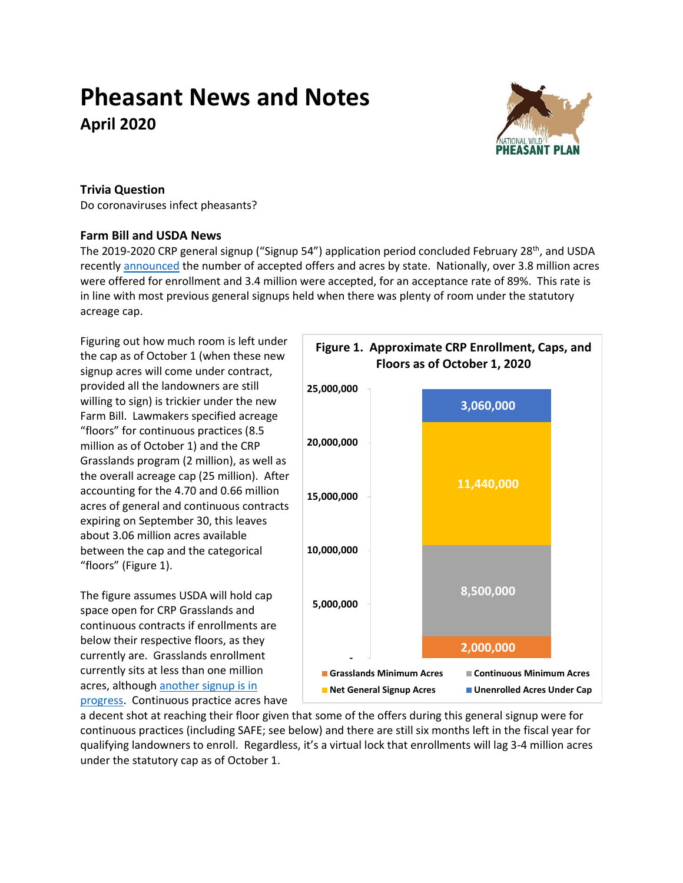# Pheasant News and Notes

## April 2020

### Trivia Question

Do coronaviruses infect pheasants?

### Farm Bill and USDA News

The 2019-2020 CRP general signup ("Signup 54") application period concluded February 28th, and USDA recently announced the number of accepted offers and acres by state. Nationally, over 3.8 million acres were offered for enrollment and 3.4 million were accepted, for an acceptance rate of 89%. This rate is in line with most previous general signups held when there was plenty of room under the statutory acreage cap.

Figuring out how much room is left under the cap as of October 1 (when these new signup acres will come under contract, provided all the landowners are still willing to sign) is trickier under the new Farm Bill. Lawmakers specified acreage "floors" for continuous practices (8.5 million as of October 1) and the CRP Grasslands program (2 million), as well as the overall acreage cap (25 million). After accounting for the 4.70 and 0.66 million acres of general and continuous contracts expiring on September 30, this leaves about 3.06 million acres available between the cap and the categorical "floors" (Figure 1).

**Figure 1. Approximate CRP Enrollment, Caps, and Floors as of October 1, 2020**

| Category | Acres |
|---|---|
| Grasslands Minimum Acres | 2,000,000 |
| Continuous Minimum Acres | 8,500,000 |
| Net General Signup Acres | 11,440,000 |
| Unenrolled Acres Under Cap | 3,060,000 |

The figure assumes USDA will hold cap space open for CRP Grasslands and continuous contracts if enrollments are below their respective floors, as they currently are. Grasslands enrollment currently sits at less than one million acres, although another signup is in progress. Continuous practice acres have a decent shot at reaching their floor given that some of the offers during this general signup were for continuous practices (including SAFE; see below) and there are still six months left in the fiscal year for qualifying landowners to enroll. Regardless, it's a virtual lock that enrollments will lag 3-4 million acres under the statutory cap as of October 1.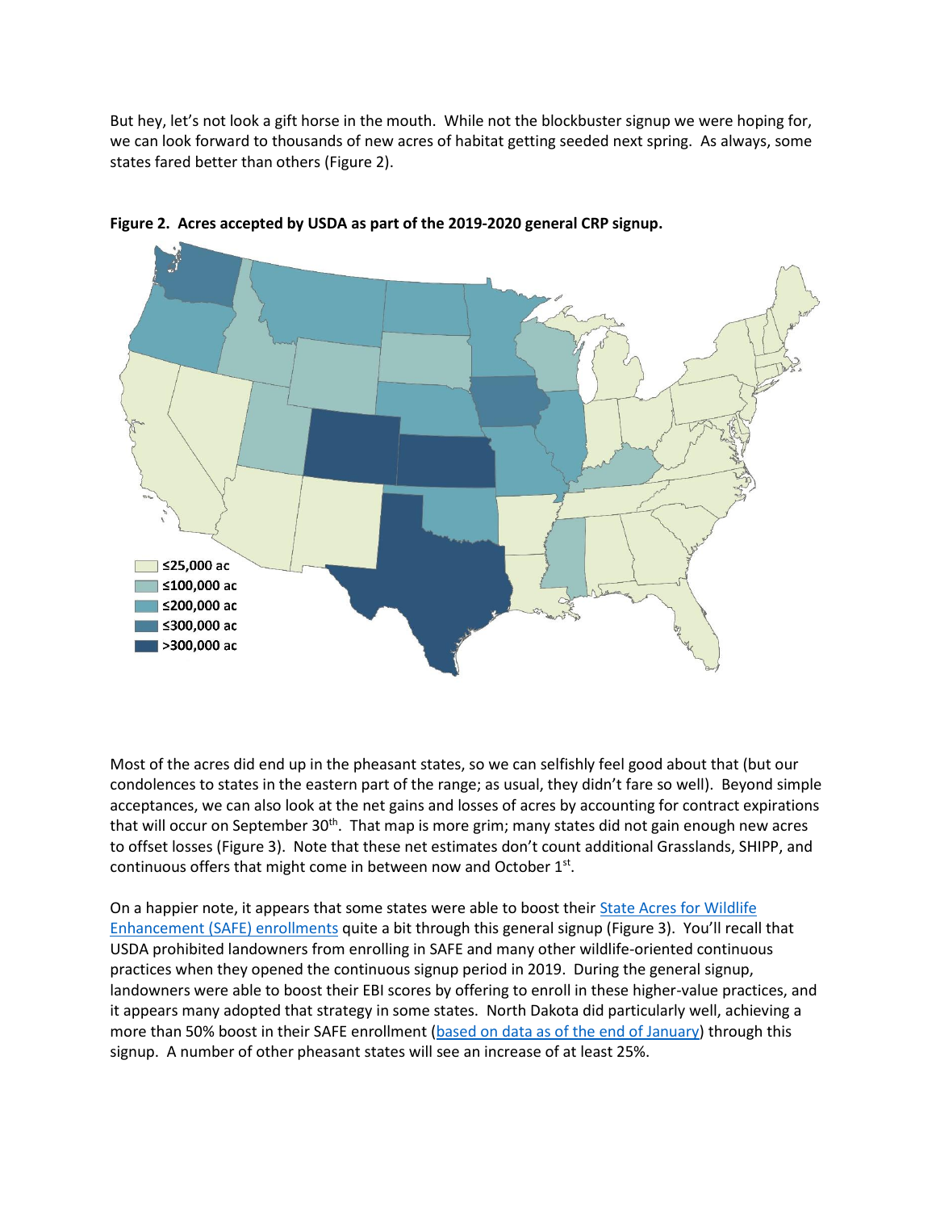But hey, let's not look a gift horse in the mouth. While not the blockbuster signup we were hoping for, we can look forward to thousands of new acres of habitat getting seeded next spring. As always, some states fared better than others (Figure 2).

**Figure 2. Acres accepted by USDA as part of the 2019-2020 general CRP signup.**

Most of the acres did end up in the pheasant states, so we can selfishly feel good about that (but our condolences to states in the eastern part of the range; as usual, they didn't fare so well). Beyond simple acceptances, we can also look at the net gains and losses of acres by accounting for contract expirations that will occur on September 30th. That map is more grim; many states did not gain enough new acres to offset losses (Figure 3). Note that these net estimates don't count additional Grasslands, SHIPP, and continuous offers that might come in between now and October 1st.

On a happier note, it appears that some states were able to boost their [State Acres for Wildlife Enhancement (SAFE) enrollments]() quite a bit through this general signup (Figure 3). You'll recall that USDA prohibited landowners from enrolling in SAFE and many other wildlife-oriented continuous practices when they opened the continuous signup period in 2019. During the general signup, landowners were able to boost their EBI scores by offering to enroll in these higher-value practices, and it appears many adopted that strategy in some states. North Dakota did particularly well, achieving a more than 50% boost in their SAFE enrollment ([based on data as of the end of January]()) through this signup. A number of other pheasant states will see an increase of at least 25%.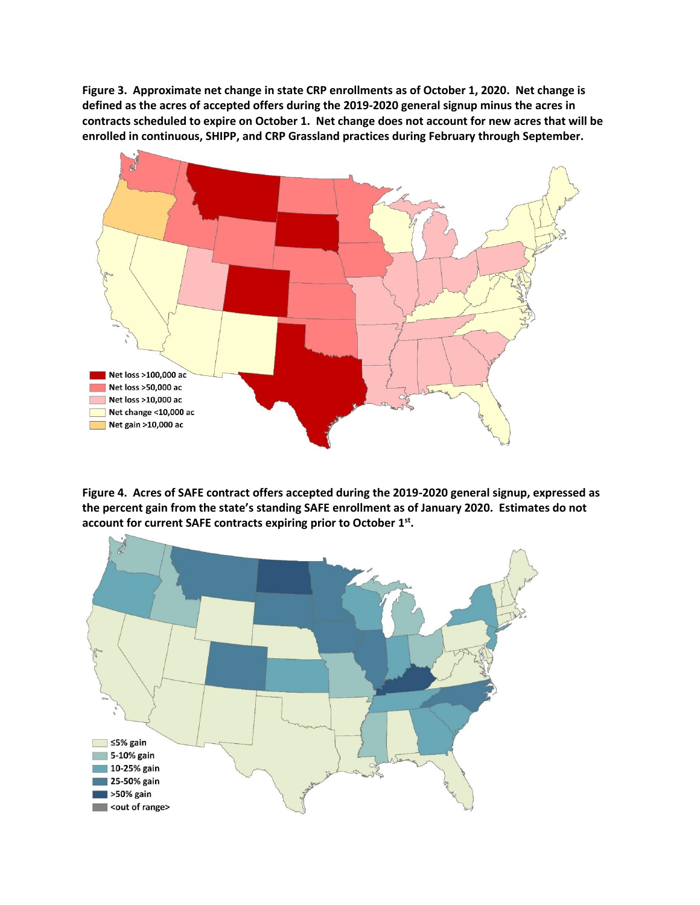**Figure 3. Approximate net change in state CRP enrollments as of October 1, 2020. Net change is defined as the acres of accepted offers during the 2019-2020 general signup minus the acres in contracts scheduled to expire on October 1. Net change does not account for new acres that will be enrolled in continuous, SHIPP, and CRP Grassland practices during February through September.**

Net loss >100,000 ac
Net loss >50,000 ac
Net loss >10,000 ac
Net change <10,000 ac
Net gain >10,000 ac

**Figure 4. Acres of SAFE contract offers accepted during the 2019-2020 general signup, expressed as the percent gain from the state's standing SAFE enrollment as of January 2020. Estimates do not account for current SAFE contracts expiring prior to October 1st.**

≤5% gain
5-10% gain
10-25% gain
25-50% gain
>50% gain
<out of range>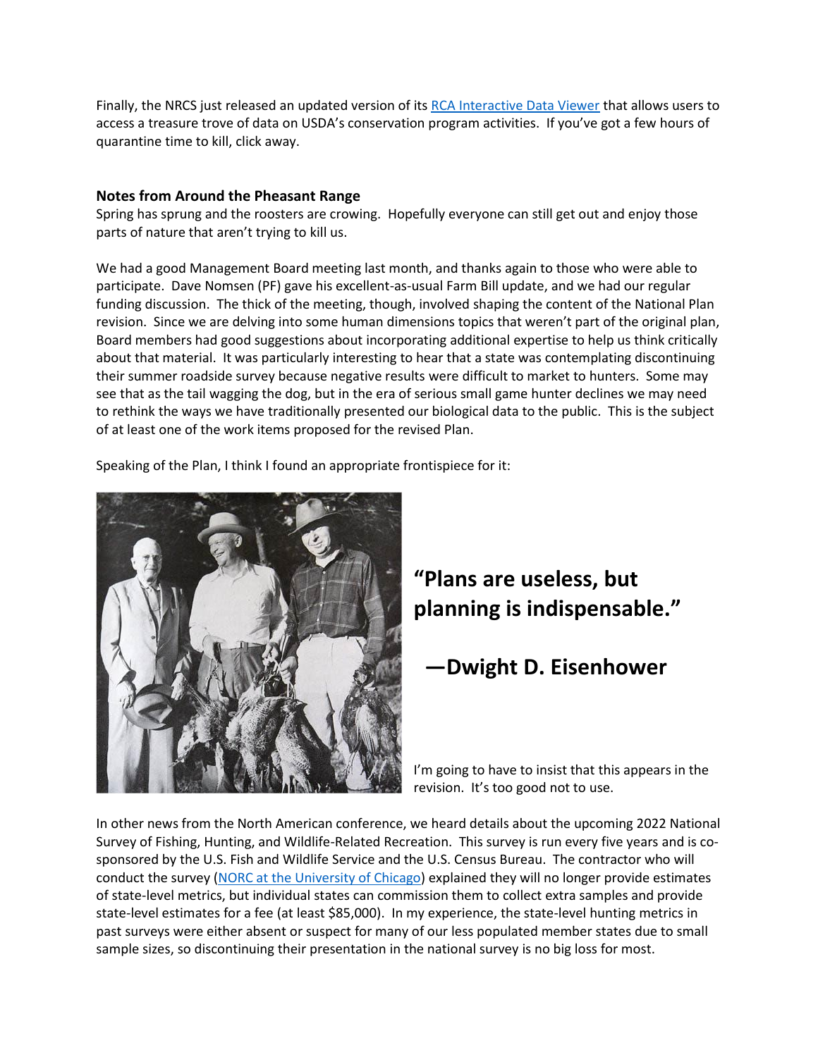Finally, the NRCS just released an updated version of its [RCA Interactive Data Viewer](RCA Interactive Data Viewer) that allows users to access a treasure trove of data on USDA's conservation program activities. If you've got a few hours of quarantine time to kill, click away.

### Notes from Around the Pheasant Range

Spring has sprung and the roosters are crowing. Hopefully everyone can still get out and enjoy those parts of nature that aren't trying to kill us.

We had a good Management Board meeting last month, and thanks again to those who were able to participate. Dave Nomsen (PF) gave his excellent-as-usual Farm Bill update, and we had our regular funding discussion. The thick of the meeting, though, involved shaping the content of the National Plan revision. Since we are delving into some human dimensions topics that weren't part of the original plan, Board members had good suggestions about incorporating additional expertise to help us think critically about that material. It was particularly interesting to hear that a state was contemplating discontinuing their summer roadside survey because negative results were difficult to market to hunters. Some may see that as the tail wagging the dog, but in the era of serious small game hunter declines we may need to rethink the ways we have traditionally presented our biological data to the public. This is the subject of at least one of the work items proposed for the revised Plan.

Speaking of the Plan, I think I found an appropriate frontispiece for it:

**"Plans are useless, but planning is indispensable."**

**—Dwight D. Eisenhower**

I'm going to have to insist that this appears in the revision. It's too good not to use.

In other news from the North American conference, we heard details about the upcoming 2022 National Survey of Fishing, Hunting, and Wildlife-Related Recreation. This survey is run every five years and is co-sponsored by the U.S. Fish and Wildlife Service and the U.S. Census Bureau. The contractor who will conduct the survey ([NORC at the University of Chicago](NORC at the University of Chicago)) explained they will no longer provide estimates of state-level metrics, but individual states can commission them to collect extra samples and provide state-level estimates for a fee (at least $85,000). In my experience, the state-level hunting metrics in past surveys were either absent or suspect for many of our less populated member states due to small sample sizes, so discontinuing their presentation in the national survey is no big loss for most.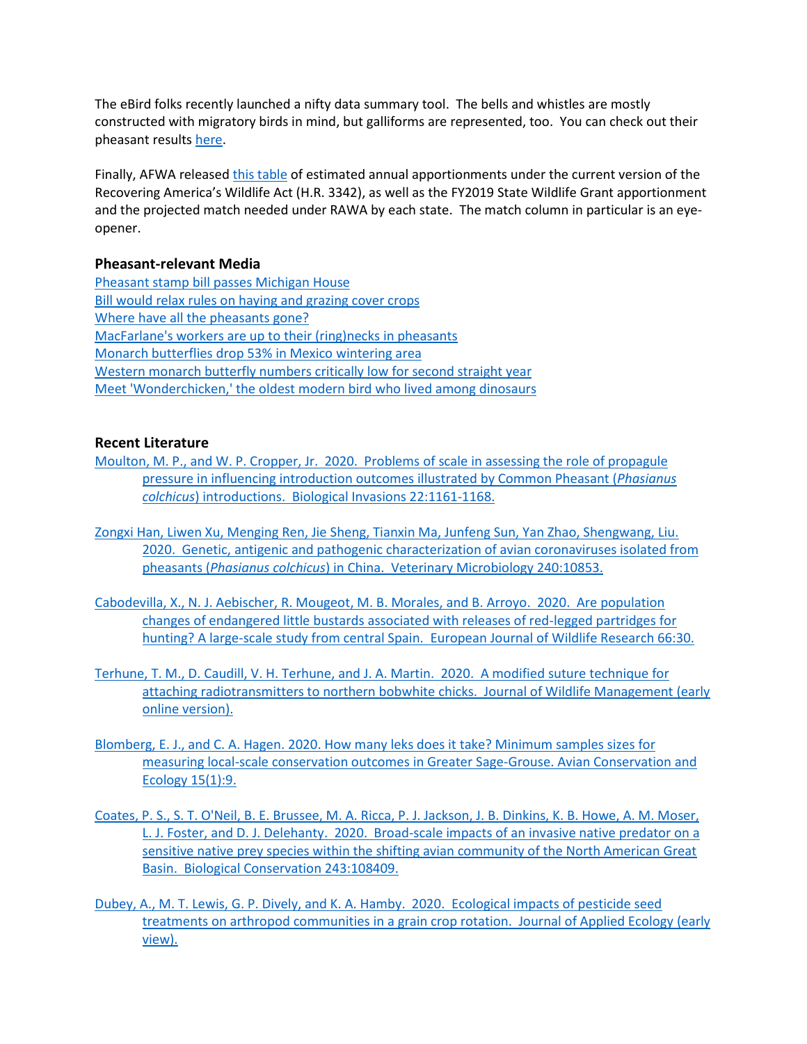The eBird folks recently launched a nifty data summary tool. The bells and whistles are mostly constructed with migratory birds in mind, but galliforms are represented, too. You can check out their pheasant results here.

Finally, AFWA released this table of estimated annual apportionments under the current version of the Recovering America's Wildlife Act (H.R. 3342), as well as the FY2019 State Wildlife Grant apportionment and the projected match needed under RAWA by each state. The match column in particular is an eye-opener.

### Pheasant-relevant Media

Pheasant stamp bill passes Michigan House
Bill would relax rules on haying and grazing cover crops
Where have all the pheasants gone?
MacFarlane's workers are up to their (ring)necks in pheasants
Monarch butterflies drop 53% in Mexico wintering area
Western monarch butterfly numbers critically low for second straight year
Meet 'Wonderchicken,' the oldest modern bird who lived among dinosaurs

### Recent Literature

Moulton, M. P., and W. P. Cropper, Jr. 2020. Problems of scale in assessing the role of propagule pressure in influencing introduction outcomes illustrated by Common Pheasant (*Phasianus colchicus*) introductions. Biological Invasions 22:1161-1168.

Zongxi Han, Liwen Xu, Menging Ren, Jie Sheng, Tianxin Ma, Junfeng Sun, Yan Zhao, Shengwang, Liu. 2020. Genetic, antigenic and pathogenic characterization of avian coronaviruses isolated from pheasants (*Phasianus colchicus*) in China. Veterinary Microbiology 240:10853.

Cabodevilla, X., N. J. Aebischer, R. Mougeot, M. B. Morales, and B. Arroyo. 2020. Are population changes of endangered little bustards associated with releases of red-legged partridges for hunting? A large-scale study from central Spain. European Journal of Wildlife Research 66:30.

Terhune, T. M., D. Caudill, V. H. Terhune, and J. A. Martin. 2020. A modified suture technique for attaching radiotransmitters to northern bobwhite chicks. Journal of Wildlife Management (early online version).

Blomberg, E. J., and C. A. Hagen. 2020. How many leks does it take? Minimum samples sizes for measuring local-scale conservation outcomes in Greater Sage-Grouse. Avian Conservation and Ecology 15(1):9.

Coates, P. S., S. T. O'Neil, B. E. Brussee, M. A. Ricca, P. J. Jackson, J. B. Dinkins, K. B. Howe, A. M. Moser, L. J. Foster, and D. J. Delehanty. 2020. Broad-scale impacts of an invasive native predator on a sensitive native prey species within the shifting avian community of the North American Great Basin. Biological Conservation 243:108409.

Dubey, A., M. T. Lewis, G. P. Dively, and K. A. Hamby. 2020. Ecological impacts of pesticide seed treatments on arthropod communities in a grain crop rotation. Journal of Applied Ecology (early view).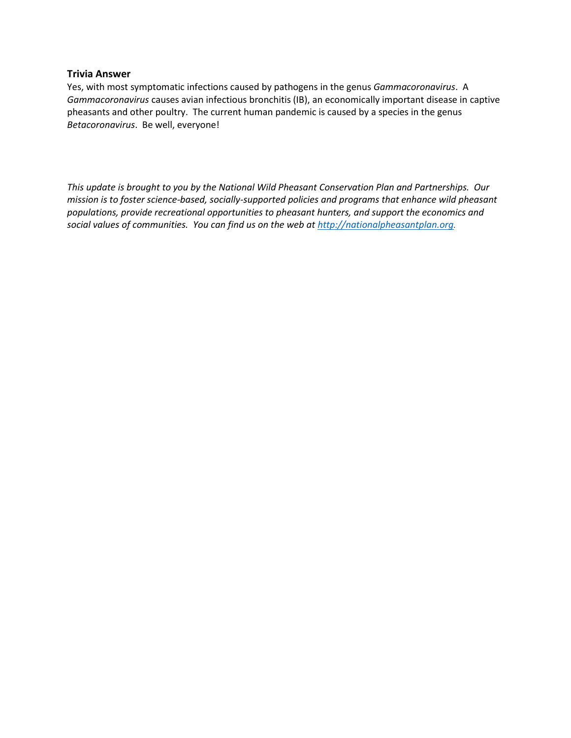### Trivia Answer

Yes, with most symptomatic infections caused by pathogens in the genus *Gammacoronavirus*. A *Gammacoronavirus* causes avian infectious bronchitis (IB), an economically important disease in captive pheasants and other poultry. The current human pandemic is caused by a species in the genus *Betacoronavirus*. Be well, everyone!

*This update is brought to you by the National Wild Pheasant Conservation Plan and Partnerships. Our mission is to foster science-based, socially-supported policies and programs that enhance wild pheasant populations, provide recreational opportunities to pheasant hunters, and support the economics and social values of communities. You can find us on the web at [http://nationalpheasantplan.org](http://nationalpheasantplan.org).*